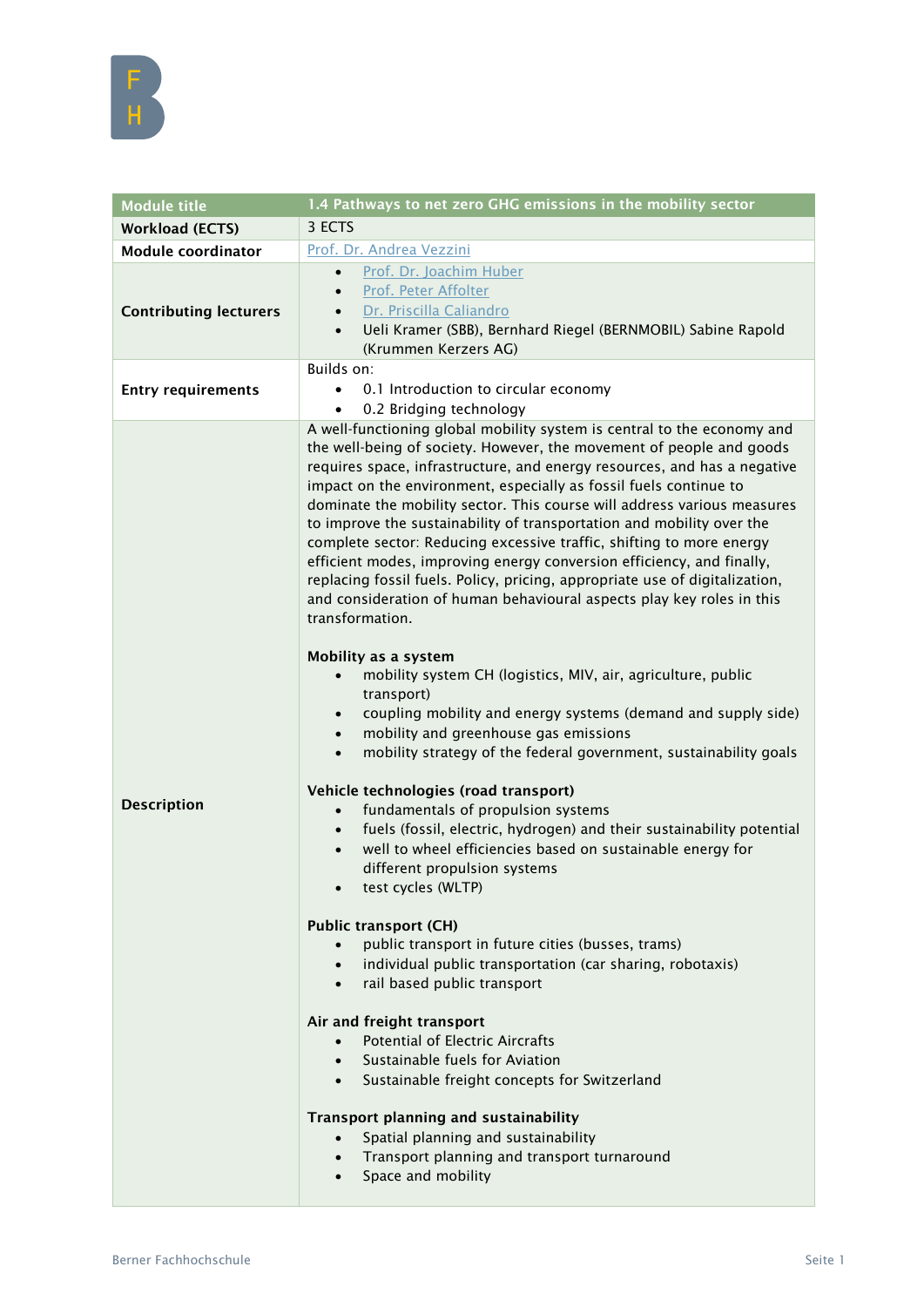| Module title | 1.4 Pathways to net zero GHG emissions in the mobility sector |
|---|---|
| **Workload (ECTS)** | 3 ECTS |
| **Module coordinator** | Prof. Dr. Andrea Vezzini |
| **Contributing lecturers** | • Prof. Dr. Joachim Huber<br>• Prof. Peter Affolter<br>• Dr. Priscilla Caliandro<br>• Ueli Kramer (SBB), Bernhard Riegel (BERNMOBIL) Sabine Rapold (Krummen Kerzers AG) |
| **Entry requirements** | Builds on:<br>• 0.1 Introduction to circular economy<br>• 0.2 Bridging technology |
| **Description** | A well-functioning global mobility system is central to the economy and the well-being of society. However, the movement of people and goods requires space, infrastructure, and energy resources, and has a negative impact on the environment, especially as fossil fuels continue to dominate the mobility sector. This course will address various measures to improve the sustainability of transportation and mobility over the complete sector: Reducing excessive traffic, shifting to more energy efficient modes, improving energy conversion efficiency, and finally, replacing fossil fuels. Policy, pricing, appropriate use of digitalization, and consideration of human behavioural aspects play key roles in this transformation.<br><br>**Mobility as a system**<br>• mobility system CH (logistics, MIV, air, agriculture, public transport)<br>• coupling mobility and energy systems (demand and supply side)<br>• mobility and greenhouse gas emissions<br>• mobility strategy of the federal government, sustainability goals<br><br>**Vehicle technologies (road transport)**<br>• fundamentals of propulsion systems<br>• fuels (fossil, electric, hydrogen) and their sustainability potential<br>• well to wheel efficiencies based on sustainable energy for different propulsion systems<br>• test cycles (WLTP)<br><br>**Public transport (CH)**<br>• public transport in future cities (busses, trams)<br>• individual public transportation (car sharing, robotaxis)<br>• rail based public transport<br><br>**Air and freight transport**<br>• Potential of Electric Aircrafts<br>• Sustainable fuels for Aviation<br>• Sustainable freight concepts for Switzerland<br><br>**Transport planning and sustainability**<br>• Spatial planning and sustainability<br>• Transport planning and transport turnaround<br>• Space and mobility |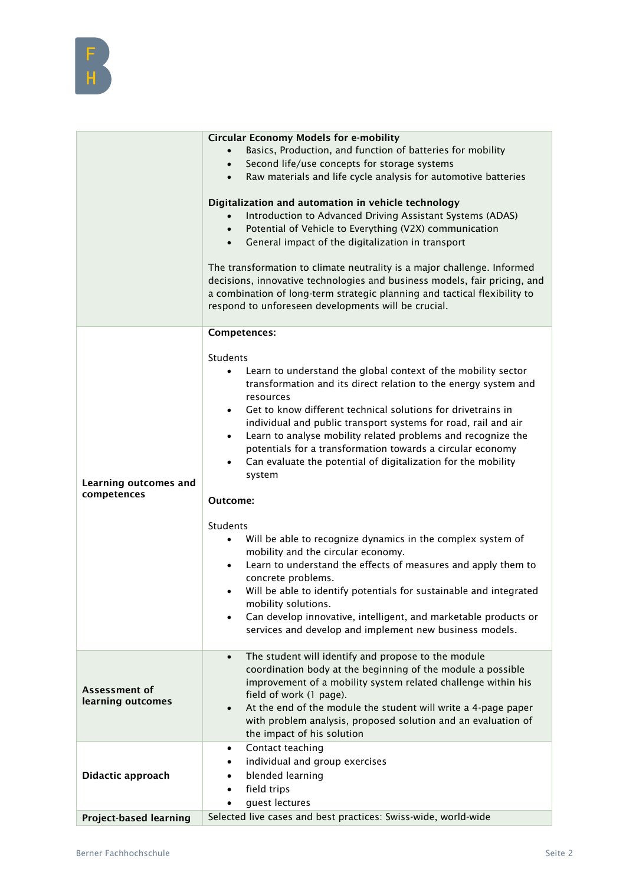| | |
|---|---|
| | **Circular Economy Models for e-mobility**<br>• Basics, Production, and function of batteries for mobility<br>• Second life/use concepts for storage systems<br>• Raw materials and life cycle analysis for automotive batteries<br><br>**Digitalization and automation in vehicle technology**<br>• Introduction to Advanced Driving Assistant Systems (ADAS)<br>• Potential of Vehicle to Everything (V2X) communication<br>• General impact of the digitalization in transport<br><br>The transformation to climate neutrality is a major challenge. Informed decisions, innovative technologies and business models, fair pricing, and a combination of long-term strategic planning and tactical flexibility to respond to unforeseen developments will be crucial. |
| **Learning outcomes and competences** | **Competences:**<br><br>Students<br>• Learn to understand the global context of the mobility sector transformation and its direct relation to the energy system and resources<br>• Get to know different technical solutions for drivetrains in individual and public transport systems for road, rail and air<br>• Learn to analyse mobility related problems and recognize the potentials for a transformation towards a circular economy<br>• Can evaluate the potential of digitalization for the mobility system<br><br>**Outcome:**<br><br>Students<br>• Will be able to recognize dynamics in the complex system of mobility and the circular economy.<br>• Learn to understand the effects of measures and apply them to concrete problems.<br>• Will be able to identify potentials for sustainable and integrated mobility solutions.<br>• Can develop innovative, intelligent, and marketable products or services and develop and implement new business models. |
| **Assessment of learning outcomes** | • The student will identify and propose to the module coordination body at the beginning of the module a possible improvement of a mobility system related challenge within his field of work (1 page).<br>• At the end of the module the student will write a 4-page paper with problem analysis, proposed solution and an evaluation of the impact of his solution |
| **Didactic approach** | • Contact teaching<br>• individual and group exercises<br>• blended learning<br>• field trips<br>• guest lectures |
| **Project-based learning** | Selected live cases and best practices: Swiss-wide, world-wide |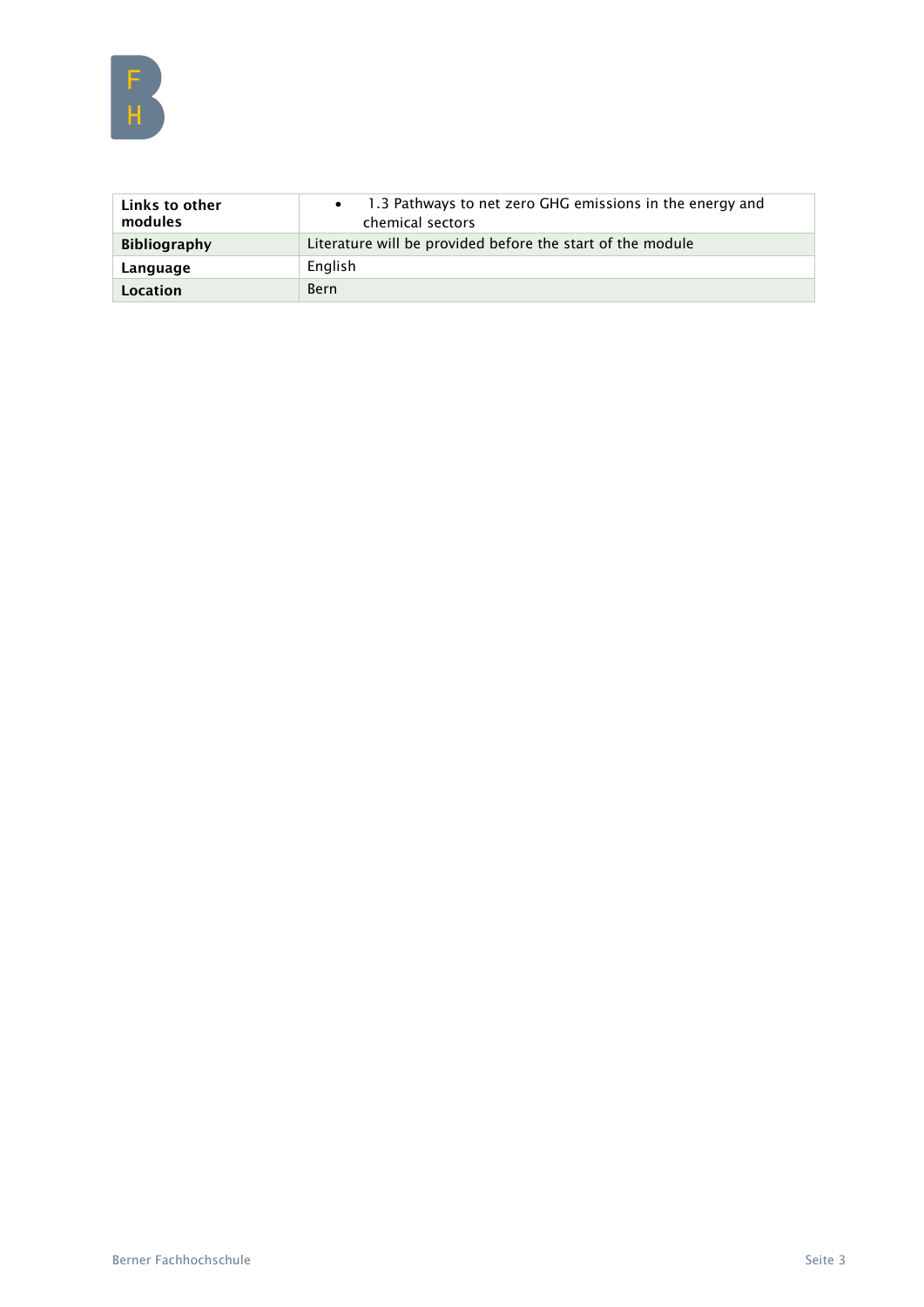| | |
|---|---|
| **Links to other modules** | • 1.3 Pathways to net zero GHG emissions in the energy and chemical sectors |
| **Bibliography** | Literature will be provided before the start of the module |
| **Language** | English |
| **Location** | Bern |